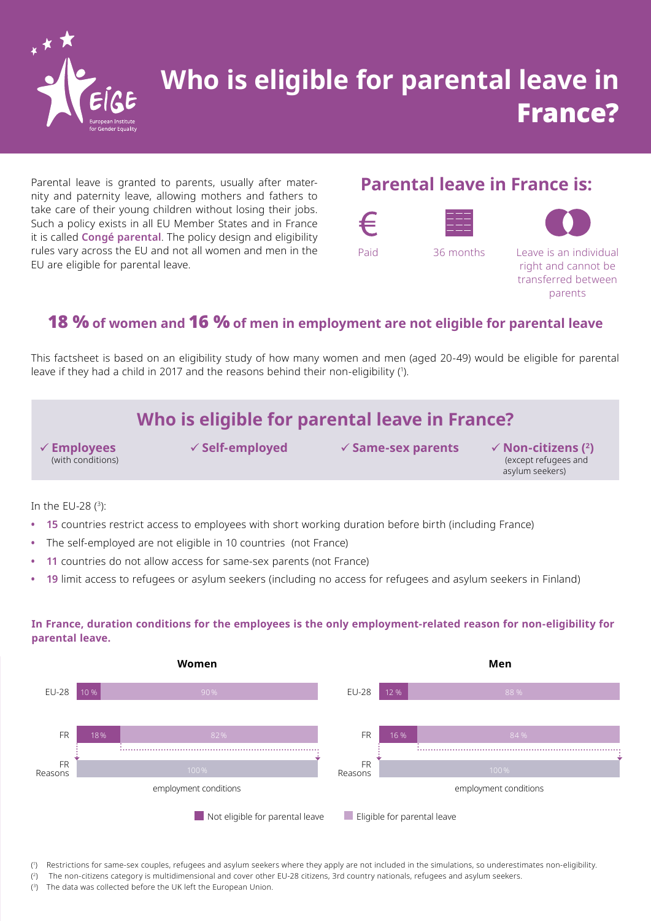# Who is eligible for parental leave in France?

Parental leave is granted to parents, usually after maternity and paternity leave, allowing mothers and fathers to take care of their young children without losing their jobs. Such a policy exists in all EU Member States and in France it is called **Congé parental**. The policy design and eligibility rules vary across the EU and not all women and men in the EU are eligible for parental leave.

## Parental leave in France is:

- Paid
- 36 months
- Leave is an individual right and cannot be transferred between parents

## 18 % of women and 16 % of men in employment are not eligible for parental leave

This factsheet is based on an eligibility study of how many women and men (aged 20-49) would be eligible for parental leave if they had a child in 2017 and the reasons behind their non-eligibility [1].

## Who is eligible for parental leave in France?

- ✓ **Employees** (with conditions)
- ✓ **Self-employed**
- ✓ **Same-sex parents**
- ✓ **Non-citizens [2]** (except refugees and asylum seekers)

In the EU-28 [3]:

- **15** countries restrict access to employees with short working duration before birth (including France)
- The self-employed are not eligible in 10 countries (not France)
- **11** countries do not allow access for same-sex parents (not France)
- **19** limit access to refugees or asylum seekers (including no access for refugees and asylum seekers in Finland)

**In France, duration conditions for the employees is the only employment-related reason for non-eligibility for parental leave.**

**Women**

| | Not eligible for parental leave | Eligible for parental leave |
|---|---|---|
| EU-28 | 10 % | 90 % |
| FR | 18 % | 82 % |
| FR Reasons | employment conditions: 100 % | |

**Men**

| | Not eligible for parental leave | Eligible for parental leave |
|---|---|---|
| EU-28 | 12 % | 88 % |
| FR | 16 % | 84 % |
| FR Reasons | employment conditions: 100 % | |

[1] Restrictions for same-sex couples, refugees and asylum seekers where they apply are not included in the simulations, so underestimates non-eligibility.
[2] The non-citizens category is multidimensional and cover other EU-28 citizens, 3rd country nationals, refugees and asylum seekers.
[3] The data was collected before the UK left the European Union.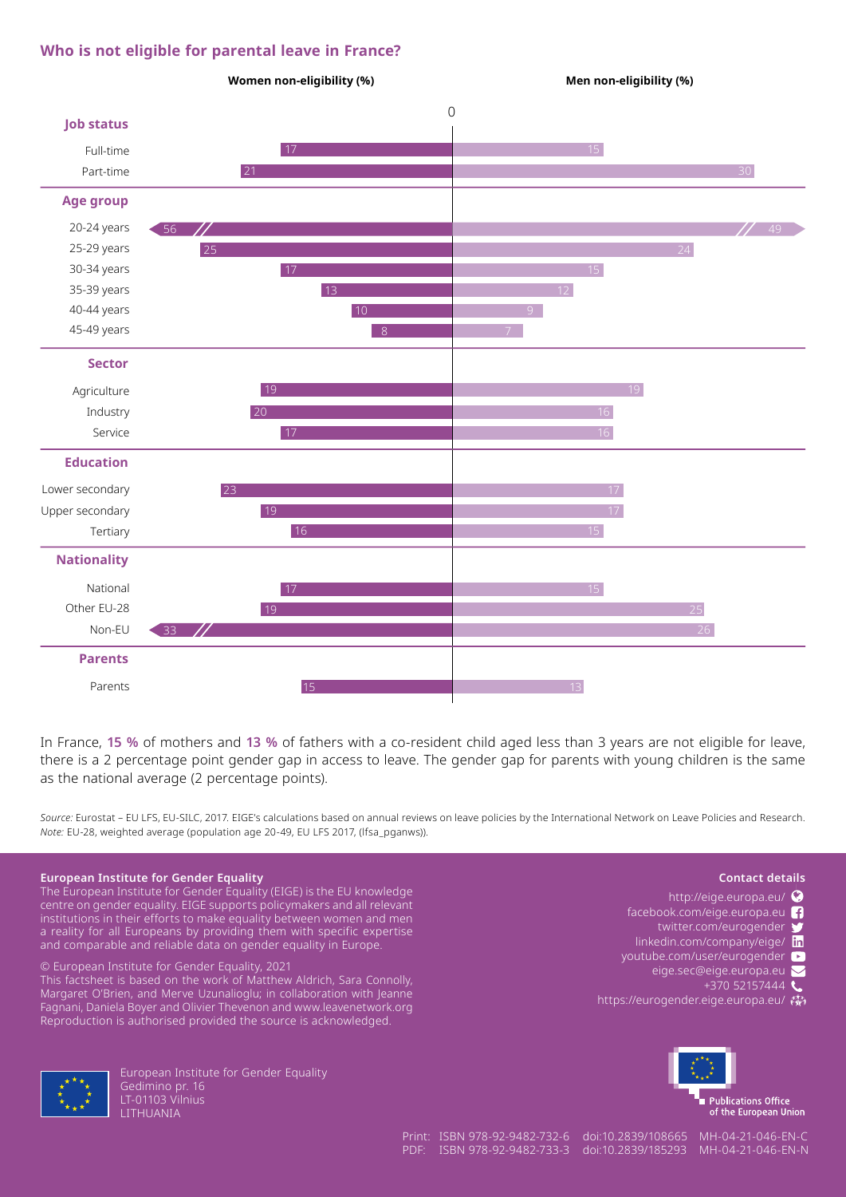## Who is not eligible for parental leave in France?

Women non-eligibility (%)

Men non-eligibility (%)

0

**Job status**

Full-time 17 15

Part-time 21 30

**Age group**

20-24 years 56 49

25-29 years 25 24

30-34 years 17 15

35-39 years 13 12

40-44 years 10 9

45-49 years 8 7

**Sector**

Agriculture 19 19

Industry 20 16

Service 17 16

**Education**

Lower secondary 23 17

Upper secondary 19 17

Tertiary 16 15

**Nationality**

National 17 15

Other EU-28 19 25

Non-EU 33 26

**Parents**

Parents 15 13

In France, **15 %** of mothers and **13 %** of fathers with a co-resident child aged less than 3 years are not eligible for leave, there is a 2 percentage point gender gap in access to leave. The gender gap for parents with young children is the same as the national average (2 percentage points).

*Source:* Eurostat – EU LFS, EU-SILC, 2017. EIGE's calculations based on annual reviews on leave policies by the International Network on Leave Policies and Research.
*Note:* EU-28, weighted average (population age 20-49, EU LFS 2017, (lfsa_pganws)).

**European Institute for Gender Equality**

The European Institute for Gender Equality (EIGE) is the EU knowledge centre on gender equality. EIGE supports policymakers and all relevant institutions in their efforts to make equality between women and men a reality for all Europeans by providing them with specific expertise and comparable and reliable data on gender equality in Europe.

© European Institute for Gender Equality, 2021

This factsheet is based on the work of Matthew Aldrich, Sara Connolly, Margaret O'Brien, and Merve Uzunalioglu; in collaboration with Jeanne Fagnani, Daniela Boyer and Olivier Thevenon and www.leavenetwork.org

Reproduction is authorised provided the source is acknowledged.

**Contact details**

http://eige.europa.eu/
facebook.com/eige.europa.eu
twitter.com/eurogender
linkedin.com/company/eige/
youtube.com/user/eurogender
eige.sec@eige.europa.eu
+370 52157444
https://eurogender.eige.europa.eu/

European Institute for Gender Equality
Gedimino pr. 16
LT-01103 Vilnius
LITHUANIA

Publications Office of the European Union

Print: ISBN 978-92-9482-732-6 doi:10.2839/108665 MH-04-21-046-EN-C
PDF: ISBN 978-92-9482-733-3 doi:10.2839/185293 MH-04-21-046-EN-N